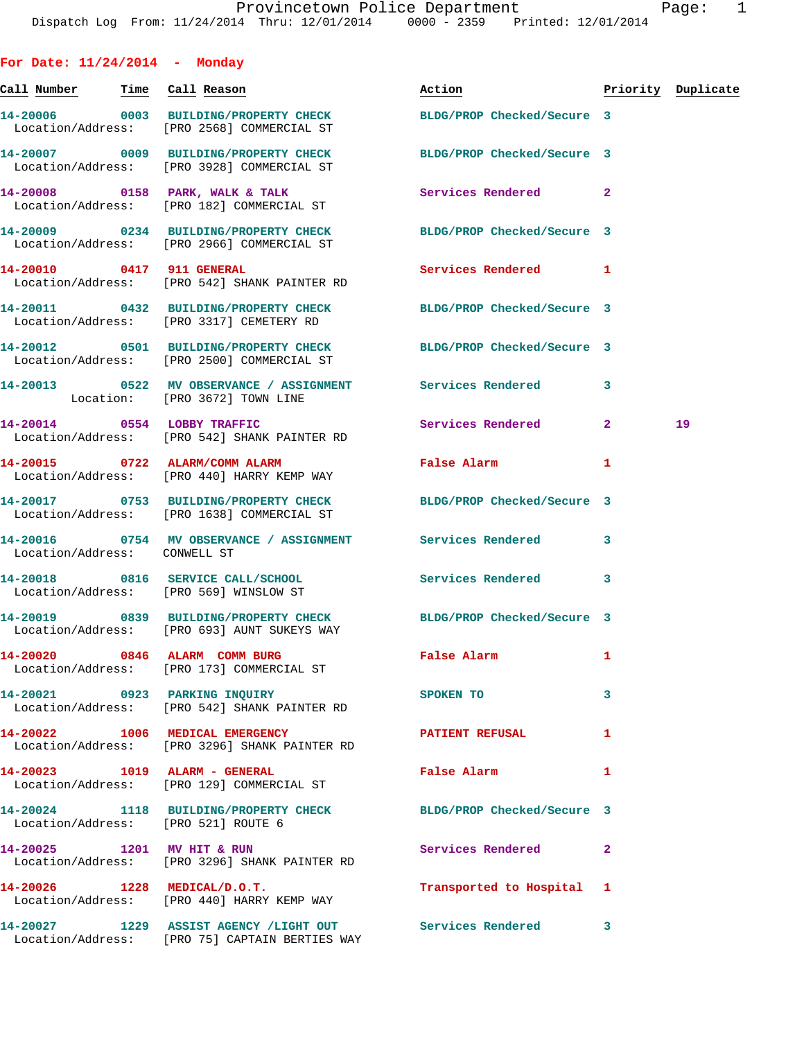Provincetown Police Department

Dispatch Log From: 11/24/2014 Thru: 12/01/2014 0000 - 2359 Printed: 12/01/2014

## For Date: 11/24/2014 - Monday

| Call Number | Time | Call Reason | Action | Priority | Duplicate |
|---|---|---|---|---|---|
| 14-20006 | 0003 | BUILDING/PROPERTY CHECK | BLDG/PROP Checked/Secure | 3 | |
| Location/Address: | | [PRO 2568] COMMERCIAL ST | | | |
| 14-20007 | 0009 | BUILDING/PROPERTY CHECK | BLDG/PROP Checked/Secure | 3 | |
| Location/Address: | | [PRO 3928] COMMERCIAL ST | | | |
| 14-20008 | 0158 | PARK, WALK & TALK | Services Rendered | 2 | |
| Location/Address: | | [PRO 182] COMMERCIAL ST | | | |
| 14-20009 | 0234 | BUILDING/PROPERTY CHECK | BLDG/PROP Checked/Secure | 3 | |
| Location/Address: | | [PRO 2966] COMMERCIAL ST | | | |
| 14-20010 | 0417 | 911 GENERAL | Services Rendered | 1 | |
| Location/Address: | | [PRO 542] SHANK PAINTER RD | | | |
| 14-20011 | 0432 | BUILDING/PROPERTY CHECK | BLDG/PROP Checked/Secure | 3 | |
| Location/Address: | | [PRO 3317] CEMETERY RD | | | |
| 14-20012 | 0501 | BUILDING/PROPERTY CHECK | BLDG/PROP Checked/Secure | 3 | |
| Location/Address: | | [PRO 2500] COMMERCIAL ST | | | |
| 14-20013 | 0522 | MV OBSERVANCE / ASSIGNMENT | Services Rendered | 3 | |
| Location: | | [PRO 3672] TOWN LINE | | | |
| 14-20014 | 0554 | LOBBY TRAFFIC | Services Rendered | 2 | 19 |
| Location/Address: | | [PRO 542] SHANK PAINTER RD | | | |
| 14-20015 | 0722 | ALARM/COMM ALARM | False Alarm | 1 | |
| Location/Address: | | [PRO 440] HARRY KEMP WAY | | | |
| 14-20017 | 0753 | BUILDING/PROPERTY CHECK | BLDG/PROP Checked/Secure | 3 | |
| Location/Address: | | [PRO 1638] COMMERCIAL ST | | | |
| 14-20016 | 0754 | MV OBSERVANCE / ASSIGNMENT | Services Rendered | 3 | |
| Location/Address: | | CONWELL ST | | | |
| 14-20018 | 0816 | SERVICE CALL/SCHOOL | Services Rendered | 3 | |
| Location/Address: | | [PRO 569] WINSLOW ST | | | |
| 14-20019 | 0839 | BUILDING/PROPERTY CHECK | BLDG/PROP Checked/Secure | 3 | |
| Location/Address: | | [PRO 693] AUNT SUKEYS WAY | | | |
| 14-20020 | 0846 | ALARM COMM BURG | False Alarm | 1 | |
| Location/Address: | | [PRO 173] COMMERCIAL ST | | | |
| 14-20021 | 0923 | PARKING INQUIRY | SPOKEN TO | 3 | |
| Location/Address: | | [PRO 542] SHANK PAINTER RD | | | |
| 14-20022 | 1006 | MEDICAL EMERGENCY | PATIENT REFUSAL | 1 | |
| Location/Address: | | [PRO 3296] SHANK PAINTER RD | | | |
| 14-20023 | 1019 | ALARM - GENERAL | False Alarm | 1 | |
| Location/Address: | | [PRO 129] COMMERCIAL ST | | | |
| 14-20024 | 1118 | BUILDING/PROPERTY CHECK | BLDG/PROP Checked/Secure | 3 | |
| Location/Address: | | [PRO 521] ROUTE 6 | | | |
| 14-20025 | 1201 | MV HIT & RUN | Services Rendered | 2 | |
| Location/Address: | | [PRO 3296] SHANK PAINTER RD | | | |
| 14-20026 | 1228 | MEDICAL/D.O.T. | Transported to Hospital | 1 | |
| Location/Address: | | [PRO 440] HARRY KEMP WAY | | | |
| 14-20027 | 1229 | ASSIST AGENCY /LIGHT OUT | Services Rendered | 3 | |
| Location/Address: | | [PRO 75] CAPTAIN BERTIES WAY | | | |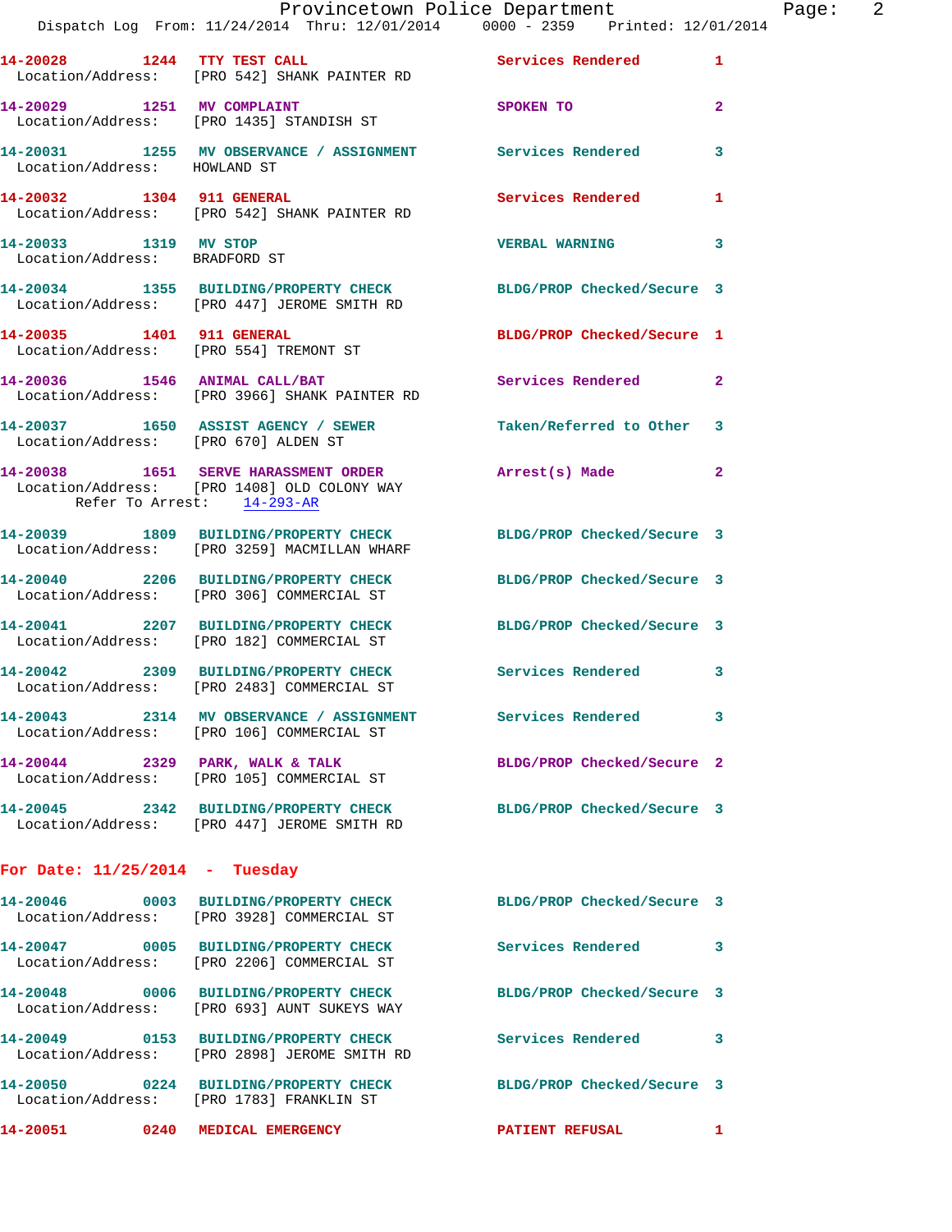14-20028 1244 TTY TEST CALL Services Rendered 1
Location/Address: [PRO 542] SHANK PAINTER RD

14-20029 1251 MV COMPLAINT SPOKEN TO 2
Location/Address: [PRO 1435] STANDISH ST

14-20031 1255 MV OBSERVANCE / ASSIGNMENT Services Rendered 3
Location/Address: HOWLAND ST

14-20032 1304 911 GENERAL Services Rendered 1
Location/Address: [PRO 542] SHANK PAINTER RD

14-20033 1319 MV STOP VERBAL WARNING 3
Location/Address: BRADFORD ST

14-20034 1355 BUILDING/PROPERTY CHECK BLDG/PROP Checked/Secure 3
Location/Address: [PRO 447] JEROME SMITH RD

14-20035 1401 911 GENERAL BLDG/PROP Checked/Secure 1
Location/Address: [PRO 554] TREMONT ST

14-20036 1546 ANIMAL CALL/BAT Services Rendered 2
Location/Address: [PRO 3966] SHANK PAINTER RD

14-20037 1650 ASSIST AGENCY / SEWER Taken/Referred to Other 3
Location/Address: [PRO 670] ALDEN ST

14-20038 1651 SERVE HARASSMENT ORDER Arrest(s) Made 2
Location/Address: [PRO 1408] OLD COLONY WAY
Refer To Arrest: 14-293-AR

14-20039 1809 BUILDING/PROPERTY CHECK BLDG/PROP Checked/Secure 3
Location/Address: [PRO 3259] MACMILLAN WHARF

14-20040 2206 BUILDING/PROPERTY CHECK BLDG/PROP Checked/Secure 3
Location/Address: [PRO 306] COMMERCIAL ST

14-20041 2207 BUILDING/PROPERTY CHECK BLDG/PROP Checked/Secure 3
Location/Address: [PRO 182] COMMERCIAL ST

14-20042 2309 BUILDING/PROPERTY CHECK Services Rendered 3
Location/Address: [PRO 2483] COMMERCIAL ST

14-20043 2314 MV OBSERVANCE / ASSIGNMENT Services Rendered 3
Location/Address: [PRO 106] COMMERCIAL ST

14-20044 2329 PARK, WALK & TALK BLDG/PROP Checked/Secure 2
Location/Address: [PRO 105] COMMERCIAL ST

14-20045 2342 BUILDING/PROPERTY CHECK BLDG/PROP Checked/Secure 3
Location/Address: [PRO 447] JEROME SMITH RD

## For Date: 11/25/2014 - Tuesday

14-20046 0003 BUILDING/PROPERTY CHECK BLDG/PROP Checked/Secure 3
Location/Address: [PRO 3928] COMMERCIAL ST

14-20047 0005 BUILDING/PROPERTY CHECK Services Rendered 3
Location/Address: [PRO 2206] COMMERCIAL ST

14-20048 0006 BUILDING/PROPERTY CHECK BLDG/PROP Checked/Secure 3
Location/Address: [PRO 693] AUNT SUKEYS WAY

14-20049 0153 BUILDING/PROPERTY CHECK Services Rendered 3
Location/Address: [PRO 2898] JEROME SMITH RD

14-20050 0224 BUILDING/PROPERTY CHECK BLDG/PROP Checked/Secure 3
Location/Address: [PRO 1783] FRANKLIN ST

14-20051 0240 MEDICAL EMERGENCY PATIENT REFUSAL 1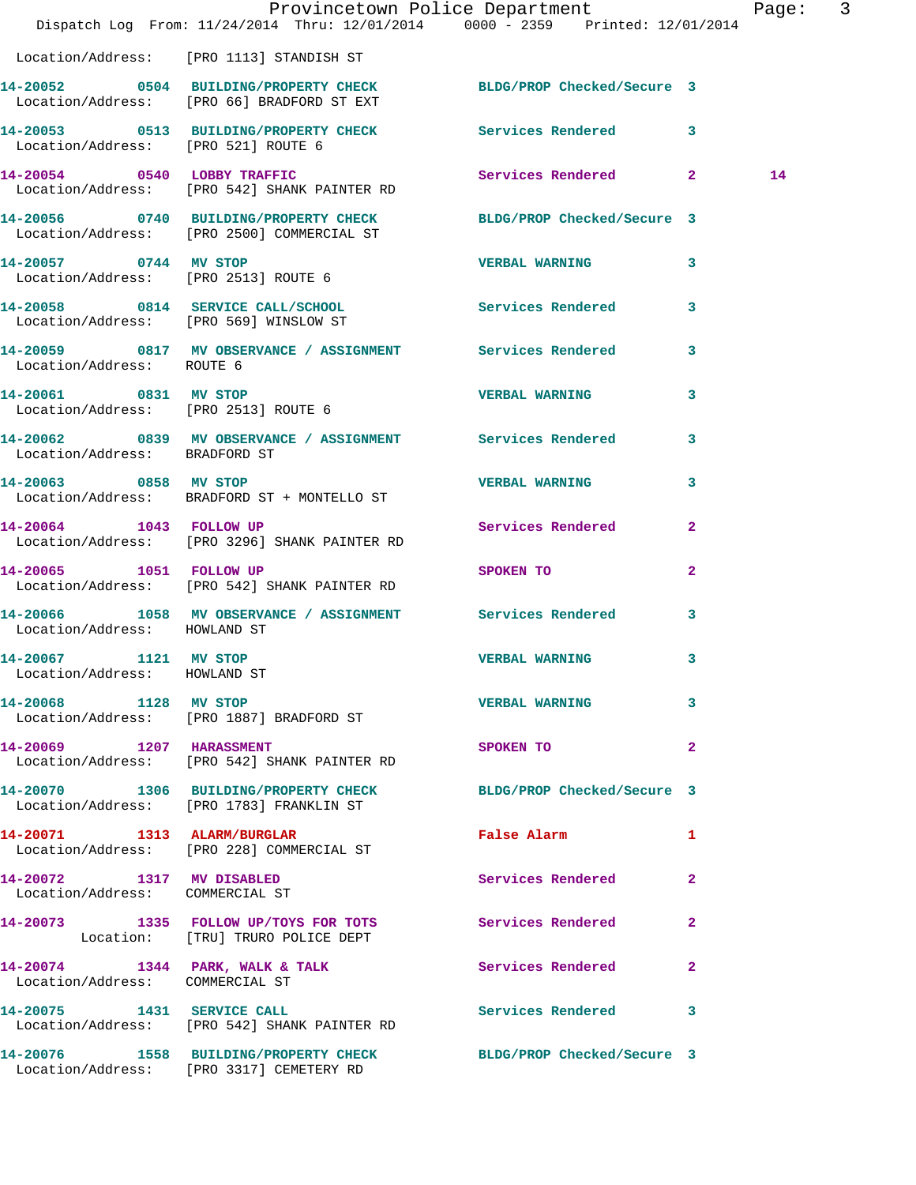Location/Address: [PRO 1113] STANDISH ST

| Call Number | Time | Call Reason | Action | Priority | |
|---|---|---|---|---|---|
| 14-20052 | 0504 | BUILDING/PROPERTY CHECK | BLDG/PROP Checked/Secure | 3 | |
| | | Location/Address: [PRO 66] BRADFORD ST EXT | | | |
| 14-20053 | 0513 | BUILDING/PROPERTY CHECK | Services Rendered | 3 | |
| | | Location/Address: [PRO 521] ROUTE 6 | | | |
| 14-20054 | 0540 | LOBBY TRAFFIC | Services Rendered | 2 | 14 |
| | | Location/Address: [PRO 542] SHANK PAINTER RD | | | |
| 14-20056 | 0740 | BUILDING/PROPERTY CHECK | BLDG/PROP Checked/Secure | 3 | |
| | | Location/Address: [PRO 2500] COMMERCIAL ST | | | |
| 14-20057 | 0744 | MV STOP | VERBAL WARNING | 3 | |
| | | Location/Address: [PRO 2513] ROUTE 6 | | | |
| 14-20058 | 0814 | SERVICE CALL/SCHOOL | Services Rendered | 3 | |
| | | Location/Address: [PRO 569] WINSLOW ST | | | |
| 14-20059 | 0817 | MV OBSERVANCE / ASSIGNMENT | Services Rendered | 3 | |
| | | Location/Address: ROUTE 6 | | | |
| 14-20061 | 0831 | MV STOP | VERBAL WARNING | 3 | |
| | | Location/Address: [PRO 2513] ROUTE 6 | | | |
| 14-20062 | 0839 | MV OBSERVANCE / ASSIGNMENT | Services Rendered | 3 | |
| | | Location/Address: BRADFORD ST | | | |
| 14-20063 | 0858 | MV STOP | VERBAL WARNING | 3 | |
| | | Location/Address: BRADFORD ST + MONTELLO ST | | | |
| 14-20064 | 1043 | FOLLOW UP | Services Rendered | 2 | |
| | | Location/Address: [PRO 3296] SHANK PAINTER RD | | | |
| 14-20065 | 1051 | FOLLOW UP | SPOKEN TO | 2 | |
| | | Location/Address: [PRO 542] SHANK PAINTER RD | | | |
| 14-20066 | 1058 | MV OBSERVANCE / ASSIGNMENT | Services Rendered | 3 | |
| | | Location/Address: HOWLAND ST | | | |
| 14-20067 | 1121 | MV STOP | VERBAL WARNING | 3 | |
| | | Location/Address: HOWLAND ST | | | |
| 14-20068 | 1128 | MV STOP | VERBAL WARNING | 3 | |
| | | Location/Address: [PRO 1887] BRADFORD ST | | | |
| 14-20069 | 1207 | HARASSMENT | SPOKEN TO | 2 | |
| | | Location/Address: [PRO 542] SHANK PAINTER RD | | | |
| 14-20070 | 1306 | BUILDING/PROPERTY CHECK | BLDG/PROP Checked/Secure | 3 | |
| | | Location/Address: [PRO 1783] FRANKLIN ST | | | |
| 14-20071 | 1313 | ALARM/BURGLAR | False Alarm | 1 | |
| | | Location/Address: [PRO 228] COMMERCIAL ST | | | |
| 14-20072 | 1317 | MV DISABLED | Services Rendered | 2 | |
| | | Location/Address: COMMERCIAL ST | | | |
| 14-20073 | 1335 | FOLLOW UP/TOYS FOR TOTS | Services Rendered | 2 | |
| | | Location: [TRU] TRURO POLICE DEPT | | | |
| 14-20074 | 1344 | PARK, WALK & TALK | Services Rendered | 2 | |
| | | Location/Address: COMMERCIAL ST | | | |
| 14-20075 | 1431 | SERVICE CALL | Services Rendered | 3 | |
| | | Location/Address: [PRO 542] SHANK PAINTER RD | | | |
| 14-20076 | 1558 | BUILDING/PROPERTY CHECK | BLDG/PROP Checked/Secure | 3 | |
| | | Location/Address: [PRO 3317] CEMETERY RD | | | |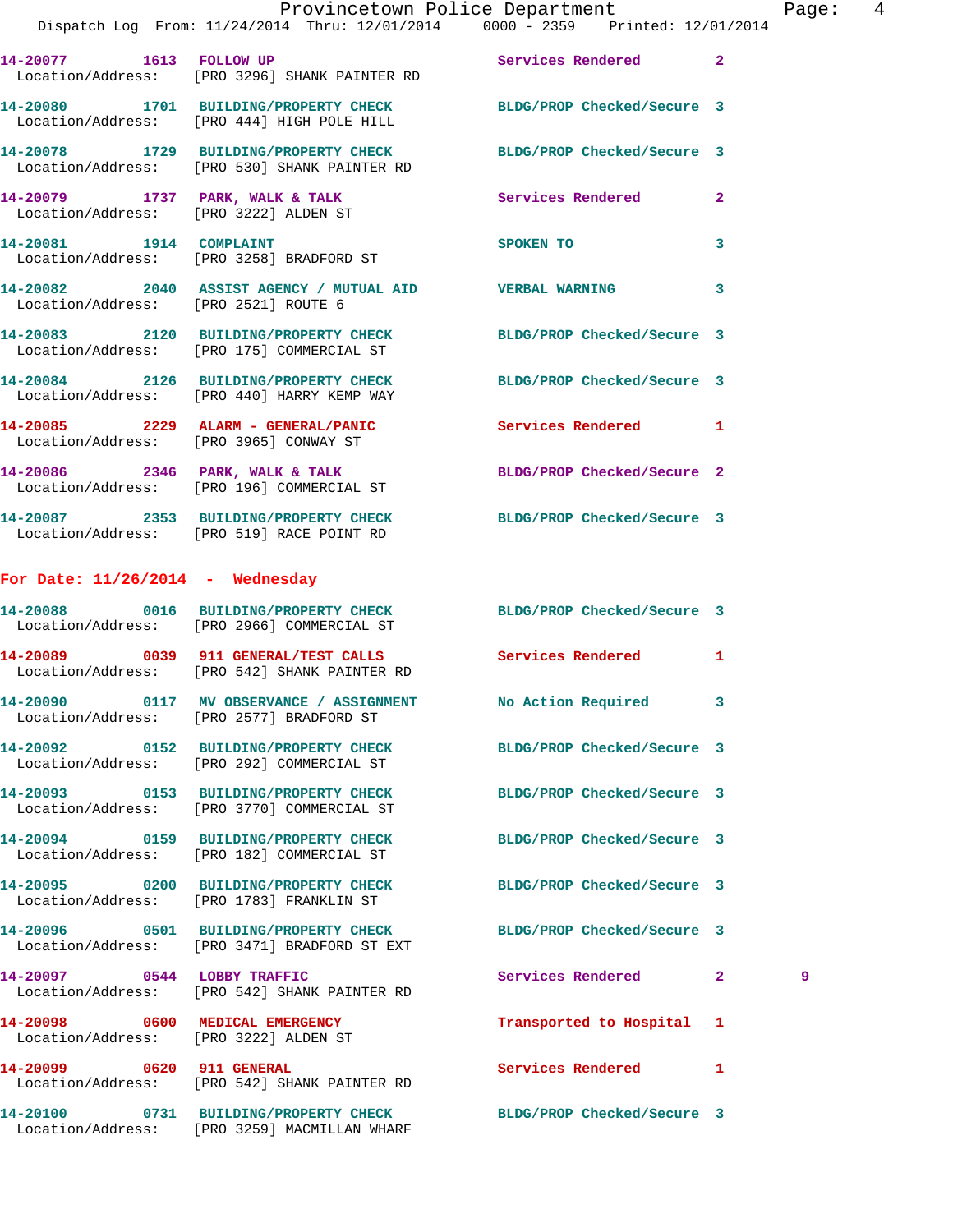| Call Number | Time | Call Reason | Action | Priority | |
|---|---|---|---|---|---|
| 14-20077 | 1613 | FOLLOW UP | Services Rendered | 2 | |
| Location/Address: | | [PRO 3296] SHANK PAINTER RD | | | |
| 14-20080 | 1701 | BUILDING/PROPERTY CHECK | BLDG/PROP Checked/Secure | 3 | |
| Location/Address: | | [PRO 444] HIGH POLE HILL | | | |
| 14-20078 | 1729 | BUILDING/PROPERTY CHECK | BLDG/PROP Checked/Secure | 3 | |
| Location/Address: | | [PRO 530] SHANK PAINTER RD | | | |
| 14-20079 | 1737 | PARK, WALK & TALK | Services Rendered | 2 | |
| Location/Address: | | [PRO 3222] ALDEN ST | | | |
| 14-20081 | 1914 | COMPLAINT | SPOKEN TO | 3 | |
| Location/Address: | | [PRO 3258] BRADFORD ST | | | |
| 14-20082 | 2040 | ASSIST AGENCY / MUTUAL AID | VERBAL WARNING | 3 | |
| Location/Address: | | [PRO 2521] ROUTE 6 | | | |
| 14-20083 | 2120 | BUILDING/PROPERTY CHECK | BLDG/PROP Checked/Secure | 3 | |
| Location/Address: | | [PRO 175] COMMERCIAL ST | | | |
| 14-20084 | 2126 | BUILDING/PROPERTY CHECK | BLDG/PROP Checked/Secure | 3 | |
| Location/Address: | | [PRO 440] HARRY KEMP WAY | | | |
| 14-20085 | 2229 | ALARM - GENERAL/PANIC | Services Rendered | 1 | |
| Location/Address: | | [PRO 3965] CONWAY ST | | | |
| 14-20086 | 2346 | PARK, WALK & TALK | BLDG/PROP Checked/Secure | 2 | |
| Location/Address: | | [PRO 196] COMMERCIAL ST | | | |
| 14-20087 | 2353 | BUILDING/PROPERTY CHECK | BLDG/PROP Checked/Secure | 3 | |
| Location/Address: | | [PRO 519] RACE POINT RD | | | |

**For Date: 11/26/2014 - Wednesday**

| Call Number | Time | Call Reason | Action | Priority | |
|---|---|---|---|---|---|
| 14-20088 | 0016 | BUILDING/PROPERTY CHECK | BLDG/PROP Checked/Secure | 3 | |
| Location/Address: | | [PRO 2966] COMMERCIAL ST | | | |
| 14-20089 | 0039 | 911 GENERAL/TEST CALLS | Services Rendered | 1 | |
| Location/Address: | | [PRO 542] SHANK PAINTER RD | | | |
| 14-20090 | 0117 | MV OBSERVANCE / ASSIGNMENT | No Action Required | 3 | |
| Location/Address: | | [PRO 2577] BRADFORD ST | | | |
| 14-20092 | 0152 | BUILDING/PROPERTY CHECK | BLDG/PROP Checked/Secure | 3 | |
| Location/Address: | | [PRO 292] COMMERCIAL ST | | | |
| 14-20093 | 0153 | BUILDING/PROPERTY CHECK | BLDG/PROP Checked/Secure | 3 | |
| Location/Address: | | [PRO 3770] COMMERCIAL ST | | | |
| 14-20094 | 0159 | BUILDING/PROPERTY CHECK | BLDG/PROP Checked/Secure | 3 | |
| Location/Address: | | [PRO 182] COMMERCIAL ST | | | |
| 14-20095 | 0200 | BUILDING/PROPERTY CHECK | BLDG/PROP Checked/Secure | 3 | |
| Location/Address: | | [PRO 1783] FRANKLIN ST | | | |
| 14-20096 | 0501 | BUILDING/PROPERTY CHECK | BLDG/PROP Checked/Secure | 3 | |
| Location/Address: | | [PRO 3471] BRADFORD ST EXT | | | |
| 14-20097 | 0544 | LOBBY TRAFFIC | Services Rendered | 2 | 9 |
| Location/Address: | | [PRO 542] SHANK PAINTER RD | | | |
| 14-20098 | 0600 | MEDICAL EMERGENCY | Transported to Hospital | 1 | |
| Location/Address: | | [PRO 3222] ALDEN ST | | | |
| 14-20099 | 0620 | 911 GENERAL | Services Rendered | 1 | |
| Location/Address: | | [PRO 542] SHANK PAINTER RD | | | |
| 14-20100 | 0731 | BUILDING/PROPERTY CHECK | BLDG/PROP Checked/Secure | 3 | |
| Location/Address: | | [PRO 3259] MACMILLAN WHARF | | | |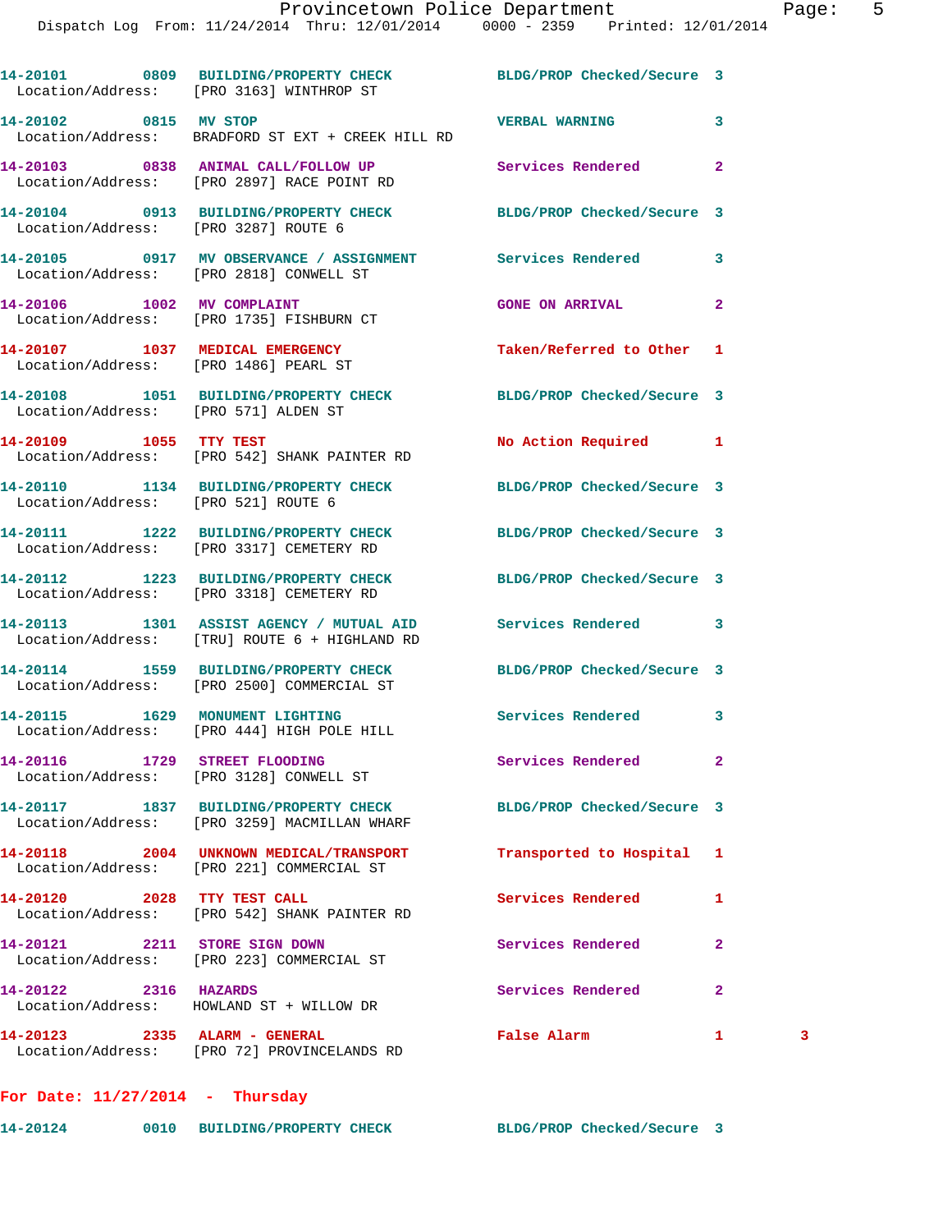| Call # | Time | Call Reason | Action | Priority | |
|---|---|---|---|---|---|
| 14-20101 | 0809 | BUILDING/PROPERTY CHECK | BLDG/PROP Checked/Secure | 3 | |
| Location/Address: | | [PRO 3163] WINTHROP ST | | | |
| 14-20102 | 0815 | MV STOP | VERBAL WARNING | 3 | |
| Location/Address: | | BRADFORD ST EXT + CREEK HILL RD | | | |
| 14-20103 | 0838 | ANIMAL CALL/FOLLOW UP | Services Rendered | 2 | |
| Location/Address: | | [PRO 2897] RACE POINT RD | | | |
| 14-20104 | 0913 | BUILDING/PROPERTY CHECK | BLDG/PROP Checked/Secure | 3 | |
| Location/Address: | | [PRO 3287] ROUTE 6 | | | |
| 14-20105 | 0917 | MV OBSERVANCE / ASSIGNMENT | Services Rendered | 3 | |
| Location/Address: | | [PRO 2818] CONWELL ST | | | |
| 14-20106 | 1002 | MV COMPLAINT | GONE ON ARRIVAL | 2 | |
| Location/Address: | | [PRO 1735] FISHBURN CT | | | |
| 14-20107 | 1037 | MEDICAL EMERGENCY | Taken/Referred to Other | 1 | |
| Location/Address: | | [PRO 1486] PEARL ST | | | |
| 14-20108 | 1051 | BUILDING/PROPERTY CHECK | BLDG/PROP Checked/Secure | 3 | |
| Location/Address: | | [PRO 571] ALDEN ST | | | |
| 14-20109 | 1055 | TTY TEST | No Action Required | 1 | |
| Location/Address: | | [PRO 542] SHANK PAINTER RD | | | |
| 14-20110 | 1134 | BUILDING/PROPERTY CHECK | BLDG/PROP Checked/Secure | 3 | |
| Location/Address: | | [PRO 521] ROUTE 6 | | | |
| 14-20111 | 1222 | BUILDING/PROPERTY CHECK | BLDG/PROP Checked/Secure | 3 | |
| Location/Address: | | [PRO 3317] CEMETERY RD | | | |
| 14-20112 | 1223 | BUILDING/PROPERTY CHECK | BLDG/PROP Checked/Secure | 3 | |
| Location/Address: | | [PRO 3318] CEMETERY RD | | | |
| 14-20113 | 1301 | ASSIST AGENCY / MUTUAL AID | Services Rendered | 3 | |
| Location/Address: | | [TRU] ROUTE 6 + HIGHLAND RD | | | |
| 14-20114 | 1559 | BUILDING/PROPERTY CHECK | BLDG/PROP Checked/Secure | 3 | |
| Location/Address: | | [PRO 2500] COMMERCIAL ST | | | |
| 14-20115 | 1629 | MONUMENT LIGHTING | Services Rendered | 3 | |
| Location/Address: | | [PRO 444] HIGH POLE HILL | | | |
| 14-20116 | 1729 | STREET FLOODING | Services Rendered | 2 | |
| Location/Address: | | [PRO 3128] CONWELL ST | | | |
| 14-20117 | 1837 | BUILDING/PROPERTY CHECK | BLDG/PROP Checked/Secure | 3 | |
| Location/Address: | | [PRO 3259] MACMILLAN WHARF | | | |
| 14-20118 | 2004 | UNKNOWN MEDICAL/TRANSPORT | Transported to Hospital | 1 | |
| Location/Address: | | [PRO 221] COMMERCIAL ST | | | |
| 14-20120 | 2028 | TTY TEST CALL | Services Rendered | 1 | |
| Location/Address: | | [PRO 542] SHANK PAINTER RD | | | |
| 14-20121 | 2211 | STORE SIGN DOWN | Services Rendered | 2 | |
| Location/Address: | | [PRO 223] COMMERCIAL ST | | | |
| 14-20122 | 2316 | HAZARDS | Services Rendered | 2 | |
| Location/Address: | | HOWLAND ST + WILLOW DR | | | |
| 14-20123 | 2335 | ALARM - GENERAL | False Alarm | 1 | 3 |
| Location/Address: | | [PRO 72] PROVINCELANDS RD | | | |

**For Date: 11/27/2014 - Thursday**

| Call # | Time | Call Reason | Action | Priority |
|---|---|---|---|---|
| 14-20124 | 0010 | BUILDING/PROPERTY CHECK | BLDG/PROP Checked/Secure | 3 |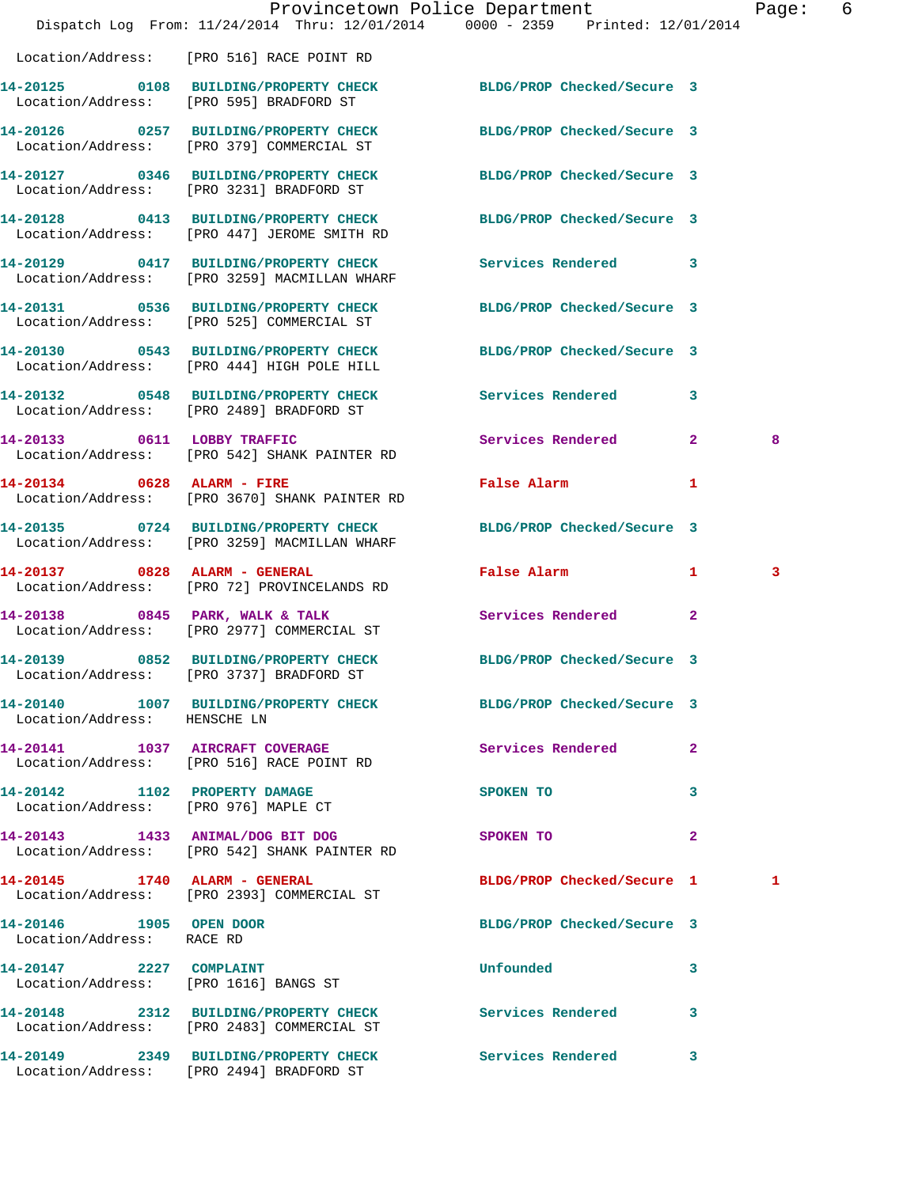Location/Address: [PRO 516] RACE POINT RD

| Call # | Time | Call Type | Disposition | Priority | |
|---|---|---|---|---|---|
| 14-20125 | 0108 | BUILDING/PROPERTY CHECK | BLDG/PROP Checked/Secure | 3 | |
| | | Location/Address: [PRO 595] BRADFORD ST | | | |
| 14-20126 | 0257 | BUILDING/PROPERTY CHECK | BLDG/PROP Checked/Secure | 3 | |
| | | Location/Address: [PRO 379] COMMERCIAL ST | | | |
| 14-20127 | 0346 | BUILDING/PROPERTY CHECK | BLDG/PROP Checked/Secure | 3 | |
| | | Location/Address: [PRO 3231] BRADFORD ST | | | |
| 14-20128 | 0413 | BUILDING/PROPERTY CHECK | BLDG/PROP Checked/Secure | 3 | |
| | | Location/Address: [PRO 447] JEROME SMITH RD | | | |
| 14-20129 | 0417 | BUILDING/PROPERTY CHECK | Services Rendered | 3 | |
| | | Location/Address: [PRO 3259] MACMILLAN WHARF | | | |
| 14-20131 | 0536 | BUILDING/PROPERTY CHECK | BLDG/PROP Checked/Secure | 3 | |
| | | Location/Address: [PRO 525] COMMERCIAL ST | | | |
| 14-20130 | 0543 | BUILDING/PROPERTY CHECK | BLDG/PROP Checked/Secure | 3 | |
| | | Location/Address: [PRO 444] HIGH POLE HILL | | | |
| 14-20132 | 0548 | BUILDING/PROPERTY CHECK | Services Rendered | 3 | |
| | | Location/Address: [PRO 2489] BRADFORD ST | | | |
| 14-20133 | 0611 | LOBBY TRAFFIC | Services Rendered | 2 | 8 |
| | | Location/Address: [PRO 542] SHANK PAINTER RD | | | |
| 14-20134 | 0628 | ALARM - FIRE | False Alarm | 1 | |
| | | Location/Address: [PRO 3670] SHANK PAINTER RD | | | |
| 14-20135 | 0724 | BUILDING/PROPERTY CHECK | BLDG/PROP Checked/Secure | 3 | |
| | | Location/Address: [PRO 3259] MACMILLAN WHARF | | | |
| 14-20137 | 0828 | ALARM - GENERAL | False Alarm | 1 | 3 |
| | | Location/Address: [PRO 72] PROVINCELANDS RD | | | |
| 14-20138 | 0845 | PARK, WALK & TALK | Services Rendered | 2 | |
| | | Location/Address: [PRO 2977] COMMERCIAL ST | | | |
| 14-20139 | 0852 | BUILDING/PROPERTY CHECK | BLDG/PROP Checked/Secure | 3 | |
| | | Location/Address: [PRO 3737] BRADFORD ST | | | |
| 14-20140 | 1007 | BUILDING/PROPERTY CHECK | BLDG/PROP Checked/Secure | 3 | |
| | | Location/Address: HENSCHE LN | | | |
| 14-20141 | 1037 | AIRCRAFT COVERAGE | Services Rendered | 2 | |
| | | Location/Address: [PRO 516] RACE POINT RD | | | |
| 14-20142 | 1102 | PROPERTY DAMAGE | SPOKEN TO | 3 | |
| | | Location/Address: [PRO 976] MAPLE CT | | | |
| 14-20143 | 1433 | ANIMAL/DOG BIT DOG | SPOKEN TO | 2 | |
| | | Location/Address: [PRO 542] SHANK PAINTER RD | | | |
| 14-20145 | 1740 | ALARM - GENERAL | BLDG/PROP Checked/Secure | 1 | 1 |
| | | Location/Address: [PRO 2393] COMMERCIAL ST | | | |
| 14-20146 | 1905 | OPEN DOOR | BLDG/PROP Checked/Secure | 3 | |
| | | Location/Address: RACE RD | | | |
| 14-20147 | 2227 | COMPLAINT | Unfounded | 3 | |
| | | Location/Address: [PRO 1616] BANGS ST | | | |
| 14-20148 | 2312 | BUILDING/PROPERTY CHECK | Services Rendered | 3 | |
| | | Location/Address: [PRO 2483] COMMERCIAL ST | | | |
| 14-20149 | 2349 | BUILDING/PROPERTY CHECK | Services Rendered | 3 | |
| | | Location/Address: [PRO 2494] BRADFORD ST | | | |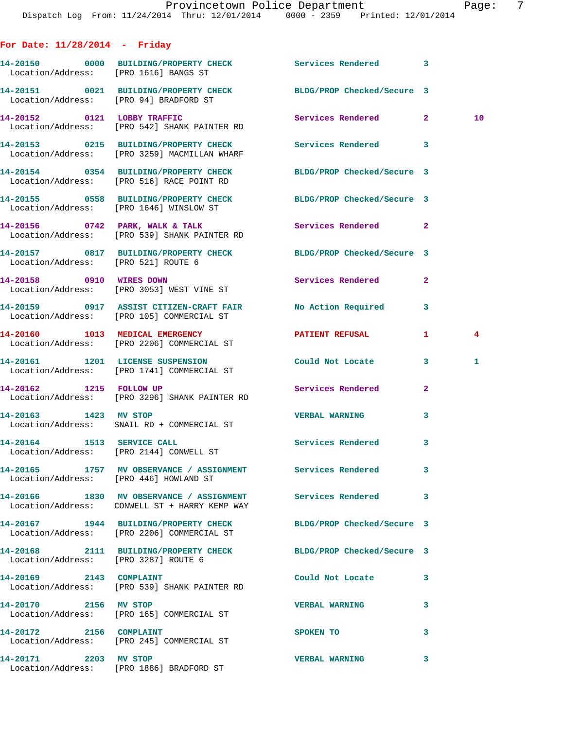**For Date: 11/28/2014 - Friday**

| Call # | Time | Call Reason | Action | Priority | |
|---|---|---|---|---|---|
| 14-20150 | 0000 | BUILDING/PROPERTY CHECK | Services Rendered | 3 | |
| Location/Address: [PRO 1616] BANGS ST | | | | | |
| 14-20151 | 0021 | BUILDING/PROPERTY CHECK | BLDG/PROP Checked/Secure | 3 | |
| Location/Address: [PRO 94] BRADFORD ST | | | | | |
| 14-20152 | 0121 | LOBBY TRAFFIC | Services Rendered | 2 | 10 |
| Location/Address: [PRO 542] SHANK PAINTER RD | | | | | |
| 14-20153 | 0215 | BUILDING/PROPERTY CHECK | Services Rendered | 3 | |
| Location/Address: [PRO 3259] MACMILLAN WHARF | | | | | |
| 14-20154 | 0354 | BUILDING/PROPERTY CHECK | BLDG/PROP Checked/Secure | 3 | |
| Location/Address: [PRO 516] RACE POINT RD | | | | | |
| 14-20155 | 0558 | BUILDING/PROPERTY CHECK | BLDG/PROP Checked/Secure | 3 | |
| Location/Address: [PRO 1646] WINSLOW ST | | | | | |
| 14-20156 | 0742 | PARK, WALK & TALK | Services Rendered | 2 | |
| Location/Address: [PRO 539] SHANK PAINTER RD | | | | | |
| 14-20157 | 0817 | BUILDING/PROPERTY CHECK | BLDG/PROP Checked/Secure | 3 | |
| Location/Address: [PRO 521] ROUTE 6 | | | | | |
| 14-20158 | 0910 | WIRES DOWN | Services Rendered | 2 | |
| Location/Address: [PRO 3053] WEST VINE ST | | | | | |
| 14-20159 | 0917 | ASSIST CITIZEN-CRAFT FAIR | No Action Required | 3 | |
| Location/Address: [PRO 105] COMMERCIAL ST | | | | | |
| 14-20160 | 1013 | MEDICAL EMERGENCY | PATIENT REFUSAL | 1 | 4 |
| Location/Address: [PRO 2206] COMMERCIAL ST | | | | | |
| 14-20161 | 1201 | LICENSE SUSPENSION | Could Not Locate | 3 | 1 |
| Location/Address: [PRO 1741] COMMERCIAL ST | | | | | |
| 14-20162 | 1215 | FOLLOW UP | Services Rendered | 2 | |
| Location/Address: [PRO 3296] SHANK PAINTER RD | | | | | |
| 14-20163 | 1423 | MV STOP | VERBAL WARNING | 3 | |
| Location/Address: SNAIL RD + COMMERCIAL ST | | | | | |
| 14-20164 | 1513 | SERVICE CALL | Services Rendered | 3 | |
| Location/Address: [PRO 2144] CONWELL ST | | | | | |
| 14-20165 | 1757 | MV OBSERVANCE / ASSIGNMENT | Services Rendered | 3 | |
| Location/Address: [PRO 446] HOWLAND ST | | | | | |
| 14-20166 | 1830 | MV OBSERVANCE / ASSIGNMENT | Services Rendered | 3 | |
| Location/Address: CONWELL ST + HARRY KEMP WAY | | | | | |
| 14-20167 | 1944 | BUILDING/PROPERTY CHECK | BLDG/PROP Checked/Secure | 3 | |
| Location/Address: [PRO 2206] COMMERCIAL ST | | | | | |
| 14-20168 | 2111 | BUILDING/PROPERTY CHECK | BLDG/PROP Checked/Secure | 3 | |
| Location/Address: [PRO 3287] ROUTE 6 | | | | | |
| 14-20169 | 2143 | COMPLAINT | Could Not Locate | 3 | |
| Location/Address: [PRO 539] SHANK PAINTER RD | | | | | |
| 14-20170 | 2156 | MV STOP | VERBAL WARNING | 3 | |
| Location/Address: [PRO 165] COMMERCIAL ST | | | | | |
| 14-20172 | 2156 | COMPLAINT | SPOKEN TO | 3 | |
| Location/Address: [PRO 245] COMMERCIAL ST | | | | | |
| 14-20171 | 2203 | MV STOP | VERBAL WARNING | 3 | |
| Location/Address: [PRO 1886] BRADFORD ST | | | | | |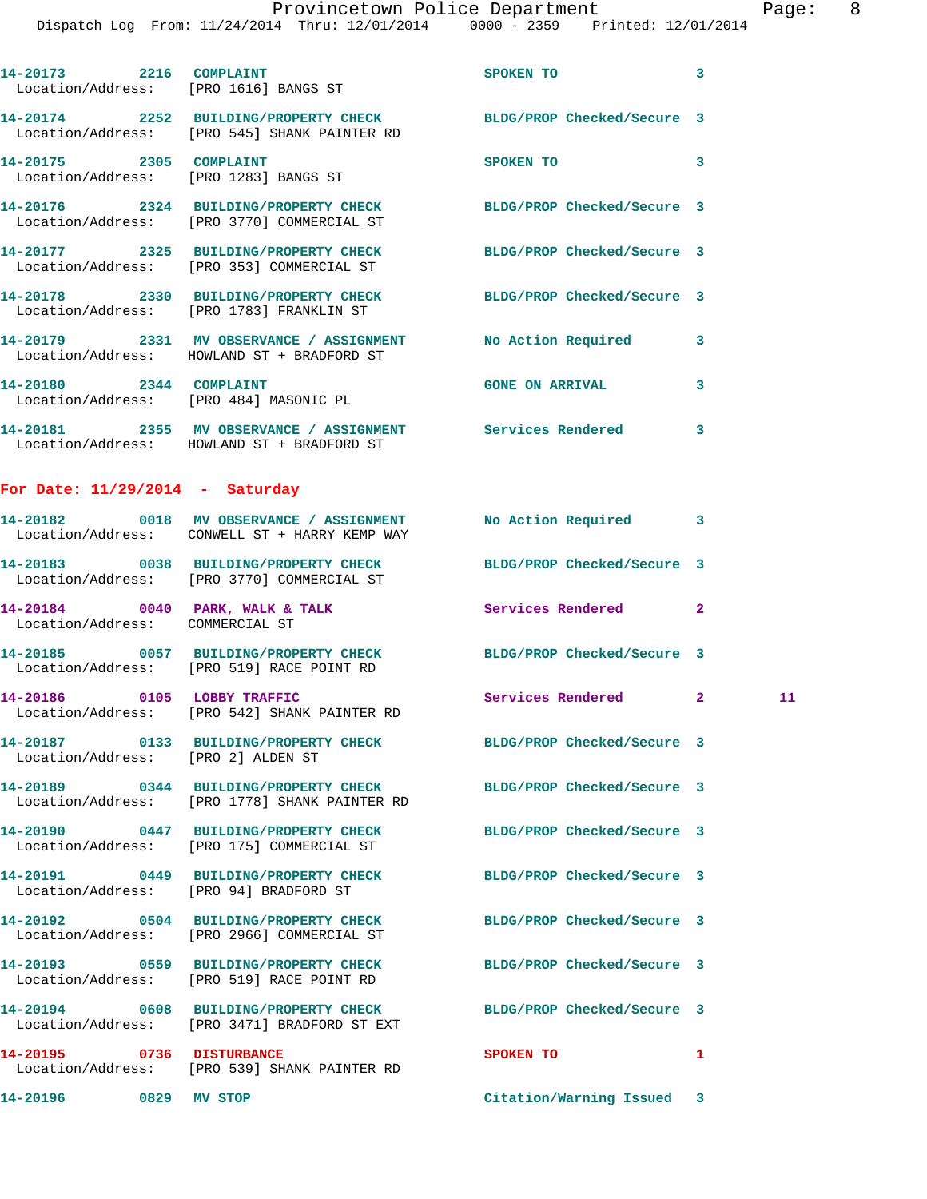14-20173 2216 COMPLAINT SPOKEN TO 3
Location/Address: [PRO 1616] BANGS ST

14-20174 2252 BUILDING/PROPERTY CHECK BLDG/PROP Checked/Secure 3
Location/Address: [PRO 545] SHANK PAINTER RD

14-20175 2305 COMPLAINT SPOKEN TO 3
Location/Address: [PRO 1283] BANGS ST

14-20176 2324 BUILDING/PROPERTY CHECK BLDG/PROP Checked/Secure 3
Location/Address: [PRO 3770] COMMERCIAL ST

14-20177 2325 BUILDING/PROPERTY CHECK BLDG/PROP Checked/Secure 3
Location/Address: [PRO 353] COMMERCIAL ST

14-20178 2330 BUILDING/PROPERTY CHECK BLDG/PROP Checked/Secure 3
Location/Address: [PRO 1783] FRANKLIN ST

14-20179 2331 MV OBSERVANCE / ASSIGNMENT No Action Required 3
Location/Address: HOWLAND ST + BRADFORD ST

14-20180 2344 COMPLAINT GONE ON ARRIVAL 3
Location/Address: [PRO 484] MASONIC PL

14-20181 2355 MV OBSERVANCE / ASSIGNMENT Services Rendered 3
Location/Address: HOWLAND ST + BRADFORD ST

**For Date: 11/29/2014 - Saturday**

14-20182 0018 MV OBSERVANCE / ASSIGNMENT No Action Required 3
Location/Address: CONWELL ST + HARRY KEMP WAY

14-20183 0038 BUILDING/PROPERTY CHECK BLDG/PROP Checked/Secure 3
Location/Address: [PRO 3770] COMMERCIAL ST

14-20184 0040 PARK, WALK & TALK Services Rendered 2
Location/Address: COMMERCIAL ST

14-20185 0057 BUILDING/PROPERTY CHECK BLDG/PROP Checked/Secure 3
Location/Address: [PRO 519] RACE POINT RD

14-20186 0105 LOBBY TRAFFIC Services Rendered 2 11
Location/Address: [PRO 542] SHANK PAINTER RD

14-20187 0133 BUILDING/PROPERTY CHECK BLDG/PROP Checked/Secure 3
Location/Address: [PRO 2] ALDEN ST

14-20189 0344 BUILDING/PROPERTY CHECK BLDG/PROP Checked/Secure 3
Location/Address: [PRO 1778] SHANK PAINTER RD

14-20190 0447 BUILDING/PROPERTY CHECK BLDG/PROP Checked/Secure 3
Location/Address: [PRO 175] COMMERCIAL ST

14-20191 0449 BUILDING/PROPERTY CHECK BLDG/PROP Checked/Secure 3
Location/Address: [PRO 94] BRADFORD ST

14-20192 0504 BUILDING/PROPERTY CHECK BLDG/PROP Checked/Secure 3
Location/Address: [PRO 2966] COMMERCIAL ST

14-20193 0559 BUILDING/PROPERTY CHECK BLDG/PROP Checked/Secure 3
Location/Address: [PRO 519] RACE POINT RD

14-20194 0608 BUILDING/PROPERTY CHECK BLDG/PROP Checked/Secure 3
Location/Address: [PRO 3471] BRADFORD ST EXT

14-20195 0736 DISTURBANCE SPOKEN TO 1
Location/Address: [PRO 539] SHANK PAINTER RD

14-20196 0829 MV STOP Citation/Warning Issued 3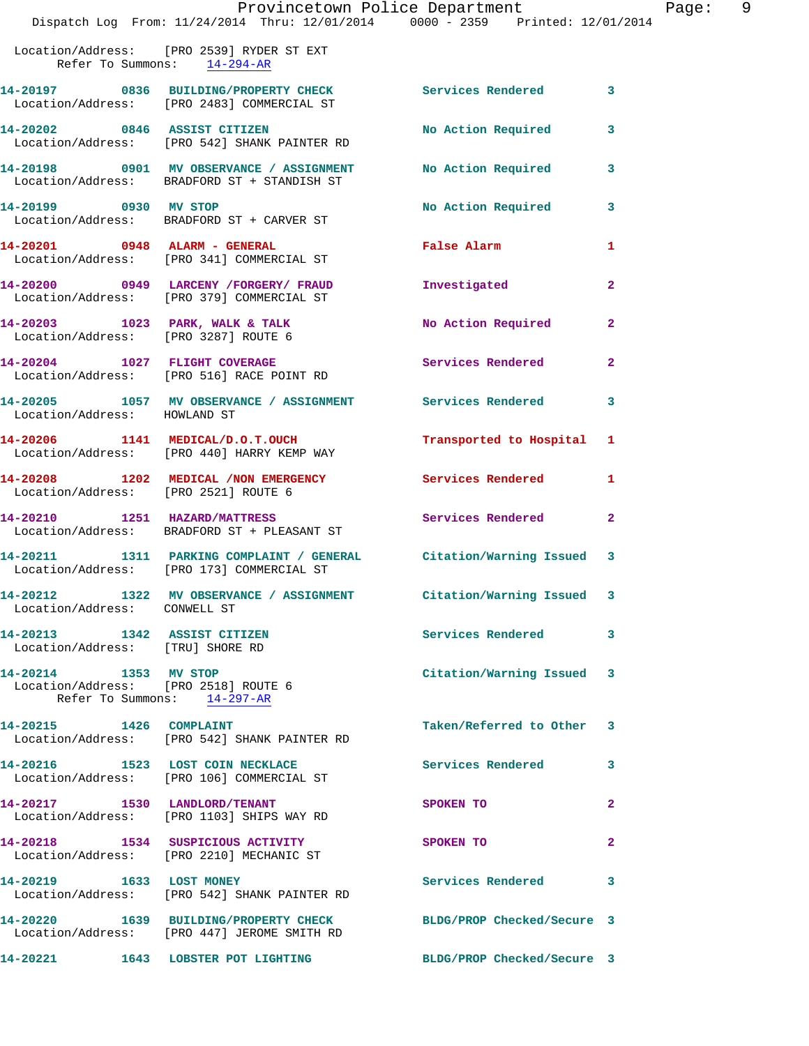Location/Address: [PRO 2539] RYDER ST EXT
Refer To Summons: 14-294-AR

| Call No. | Time | Call Type | Disposition | Priority |
|---|---|---|---|---|
| 14-20197 | 0836 | BUILDING/PROPERTY CHECK | Services Rendered | 3 |
| | | Location/Address: [PRO 2483] COMMERCIAL ST | | |
| 14-20202 | 0846 | ASSIST CITIZEN | No Action Required | 3 |
| | | Location/Address: [PRO 542] SHANK PAINTER RD | | |
| 14-20198 | 0901 | MV OBSERVANCE / ASSIGNMENT | No Action Required | 3 |
| | | Location/Address: BRADFORD ST + STANDISH ST | | |
| 14-20199 | 0930 | MV STOP | No Action Required | 3 |
| | | Location/Address: BRADFORD ST + CARVER ST | | |
| 14-20201 | 0948 | ALARM - GENERAL | False Alarm | 1 |
| | | Location/Address: [PRO 341] COMMERCIAL ST | | |
| 14-20200 | 0949 | LARCENY /FORGERY/ FRAUD | Investigated | 2 |
| | | Location/Address: [PRO 379] COMMERCIAL ST | | |
| 14-20203 | 1023 | PARK, WALK & TALK | No Action Required | 2 |
| | | Location/Address: [PRO 3287] ROUTE 6 | | |
| 14-20204 | 1027 | FLIGHT COVERAGE | Services Rendered | 2 |
| | | Location/Address: [PRO 516] RACE POINT RD | | |
| 14-20205 | 1057 | MV OBSERVANCE / ASSIGNMENT | Services Rendered | 3 |
| | | Location/Address: HOWLAND ST | | |
| 14-20206 | 1141 | MEDICAL/D.O.T.OUCH | Transported to Hospital | 1 |
| | | Location/Address: [PRO 440] HARRY KEMP WAY | | |
| 14-20208 | 1202 | MEDICAL /NON EMERGENCY | Services Rendered | 1 |
| | | Location/Address: [PRO 2521] ROUTE 6 | | |
| 14-20210 | 1251 | HAZARD/MATTRESS | Services Rendered | 2 |
| | | Location/Address: BRADFORD ST + PLEASANT ST | | |
| 14-20211 | 1311 | PARKING COMPLAINT / GENERAL | Citation/Warning Issued | 3 |
| | | Location/Address: [PRO 173] COMMERCIAL ST | | |
| 14-20212 | 1322 | MV OBSERVANCE / ASSIGNMENT | Citation/Warning Issued | 3 |
| | | Location/Address: CONWELL ST | | |
| 14-20213 | 1342 | ASSIST CITIZEN | Services Rendered | 3 |
| | | Location/Address: [TRU] SHORE RD | | |
| 14-20214 | 1353 | MV STOP | Citation/Warning Issued | 3 |
| | | Location/Address: [PRO 2518] ROUTE 6 — Refer To Summons: 14-297-AR | | |
| 14-20215 | 1426 | COMPLAINT | Taken/Referred to Other | 3 |
| | | Location/Address: [PRO 542] SHANK PAINTER RD | | |
| 14-20216 | 1523 | LOST COIN NECKLACE | Services Rendered | 3 |
| | | Location/Address: [PRO 106] COMMERCIAL ST | | |
| 14-20217 | 1530 | LANDLORD/TENANT | SPOKEN TO | 2 |
| | | Location/Address: [PRO 1103] SHIPS WAY RD | | |
| 14-20218 | 1534 | SUSPICIOUS ACTIVITY | SPOKEN TO | 2 |
| | | Location/Address: [PRO 2210] MECHANIC ST | | |
| 14-20219 | 1633 | LOST MONEY | Services Rendered | 3 |
| | | Location/Address: [PRO 542] SHANK PAINTER RD | | |
| 14-20220 | 1639 | BUILDING/PROPERTY CHECK | BLDG/PROP Checked/Secure | 3 |
| | | Location/Address: [PRO 447] JEROME SMITH RD | | |
| 14-20221 | 1643 | LOBSTER POT LIGHTING | BLDG/PROP Checked/Secure | 3 |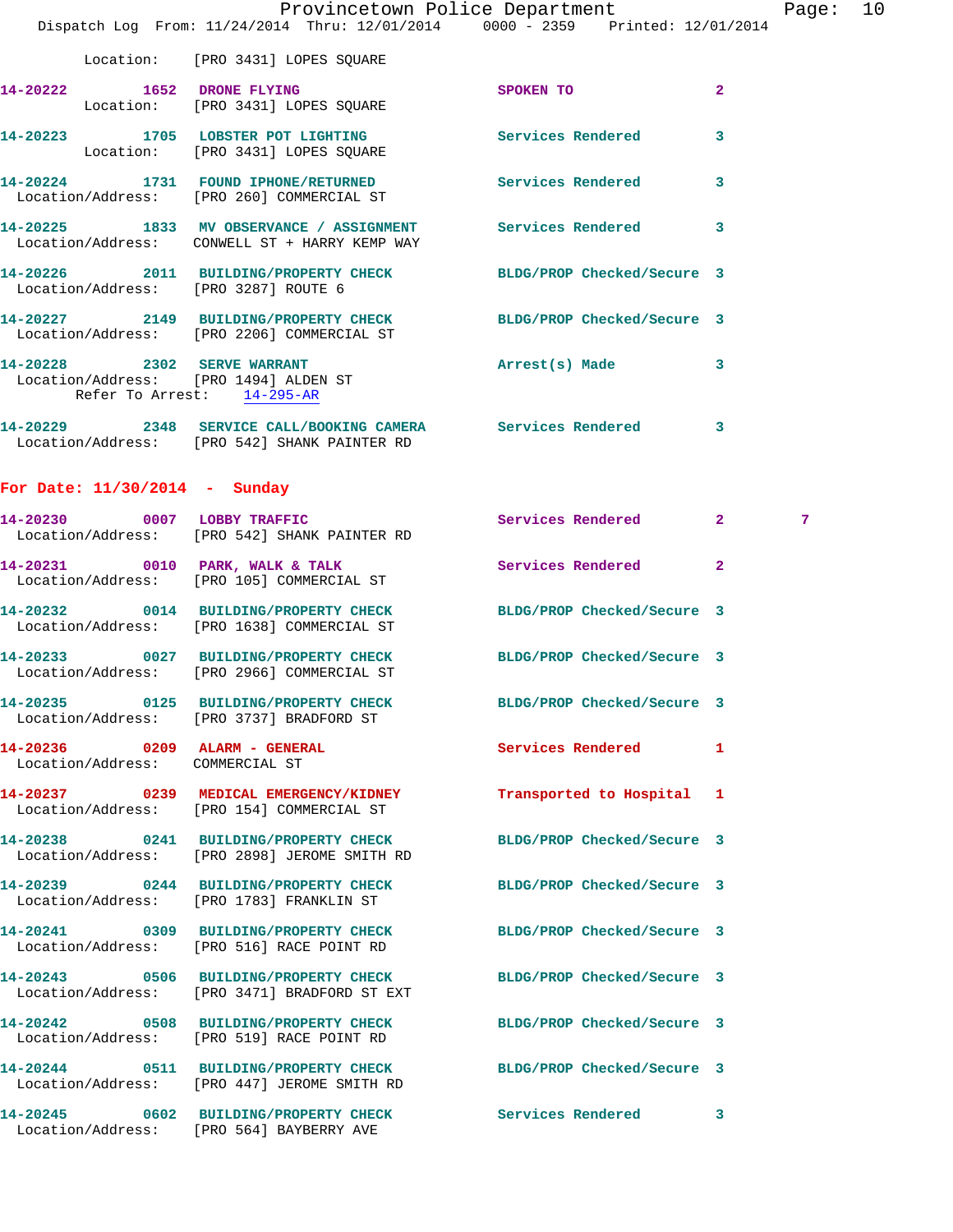Location: [PRO 3431] LOPES SQUARE

**14-20222** 1652 **DRONE FLYING** SPOKEN TO 2
Location: [PRO 3431] LOPES SQUARE

**14-20223** 1705 **LOBSTER POT LIGHTING** Services Rendered 3
Location: [PRO 3431] LOPES SQUARE

**14-20224** 1731 **FOUND IPHONE/RETURNED** Services Rendered 3
Location/Address: [PRO 260] COMMERCIAL ST

**14-20225** 1833 **MV OBSERVANCE / ASSIGNMENT** Services Rendered 3
Location/Address: CONWELL ST + HARRY KEMP WAY

**14-20226** 2011 **BUILDING/PROPERTY CHECK** BLDG/PROP Checked/Secure 3
Location/Address: [PRO 3287] ROUTE 6

**14-20227** 2149 **BUILDING/PROPERTY CHECK** BLDG/PROP Checked/Secure 3
Location/Address: [PRO 2206] COMMERCIAL ST

**14-20228** 2302 **SERVE WARRANT** Arrest(s) Made 3
Location/Address: [PRO 1494] ALDEN ST
Refer To Arrest: 14-295-AR

**14-20229** 2348 **SERVICE CALL/BOOKING CAMERA** Services Rendered 3
Location/Address: [PRO 542] SHANK PAINTER RD

## For Date: 11/30/2014 - Sunday

**14-20230** 0007 **LOBBY TRAFFIC** Services Rendered 2 7
Location/Address: [PRO 542] SHANK PAINTER RD

**14-20231** 0010 **PARK, WALK & TALK** Services Rendered 2
Location/Address: [PRO 105] COMMERCIAL ST

**14-20232** 0014 **BUILDING/PROPERTY CHECK** BLDG/PROP Checked/Secure 3
Location/Address: [PRO 1638] COMMERCIAL ST

**14-20233** 0027 **BUILDING/PROPERTY CHECK** BLDG/PROP Checked/Secure 3
Location/Address: [PRO 2966] COMMERCIAL ST

**14-20235** 0125 **BUILDING/PROPERTY CHECK** BLDG/PROP Checked/Secure 3
Location/Address: [PRO 3737] BRADFORD ST

**14-20236** 0209 **ALARM - GENERAL** Services Rendered 1
Location/Address: COMMERCIAL ST

**14-20237** 0239 **MEDICAL EMERGENCY/KIDNEY** Transported to Hospital 1
Location/Address: [PRO 154] COMMERCIAL ST

**14-20238** 0241 **BUILDING/PROPERTY CHECK** BLDG/PROP Checked/Secure 3
Location/Address: [PRO 2898] JEROME SMITH RD

**14-20239** 0244 **BUILDING/PROPERTY CHECK** BLDG/PROP Checked/Secure 3
Location/Address: [PRO 1783] FRANKLIN ST

**14-20241** 0309 **BUILDING/PROPERTY CHECK** BLDG/PROP Checked/Secure 3
Location/Address: [PRO 516] RACE POINT RD

**14-20243** 0506 **BUILDING/PROPERTY CHECK** BLDG/PROP Checked/Secure 3
Location/Address: [PRO 3471] BRADFORD ST EXT

**14-20242** 0508 **BUILDING/PROPERTY CHECK** BLDG/PROP Checked/Secure 3
Location/Address: [PRO 519] RACE POINT RD

**14-20244** 0511 **BUILDING/PROPERTY CHECK** BLDG/PROP Checked/Secure 3
Location/Address: [PRO 447] JEROME SMITH RD

**14-20245** 0602 **BUILDING/PROPERTY CHECK** Services Rendered 3
Location/Address: [PRO 564] BAYBERRY AVE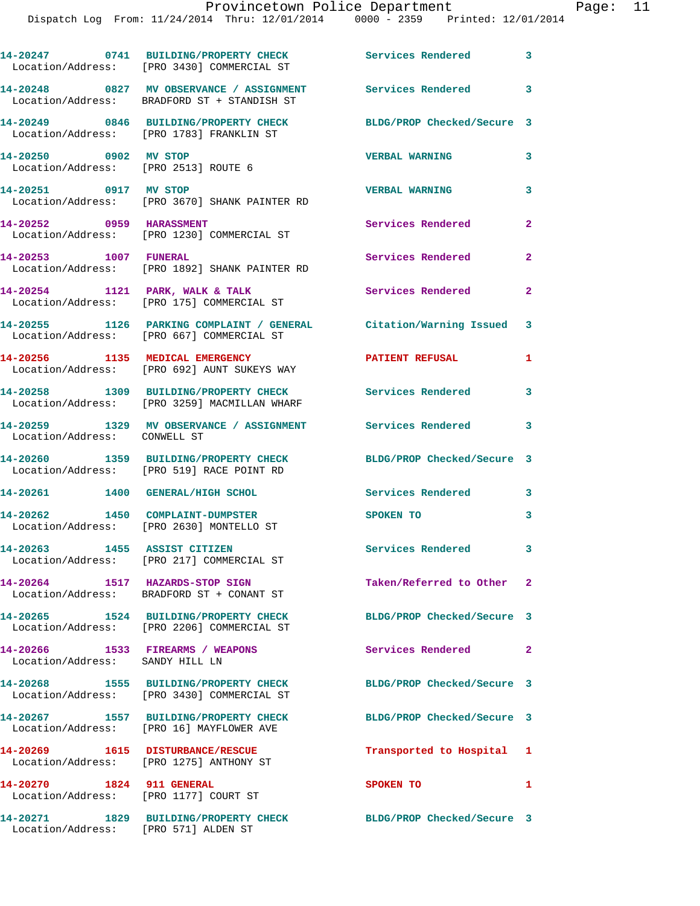14-20247 0741 BUILDING/PROPERTY CHECK Services Rendered 3
Location/Address: [PRO 3430] COMMERCIAL ST

14-20248 0827 MV OBSERVANCE / ASSIGNMENT Services Rendered 3
Location/Address: BRADFORD ST + STANDISH ST

14-20249 0846 BUILDING/PROPERTY CHECK BLDG/PROP Checked/Secure 3
Location/Address: [PRO 1783] FRANKLIN ST

14-20250 0902 MV STOP VERBAL WARNING 3
Location/Address: [PRO 2513] ROUTE 6

14-20251 0917 MV STOP VERBAL WARNING 3
Location/Address: [PRO 3670] SHANK PAINTER RD

14-20252 0959 HARASSMENT Services Rendered 2
Location/Address: [PRO 1230] COMMERCIAL ST

14-20253 1007 FUNERAL Services Rendered 2
Location/Address: [PRO 1892] SHANK PAINTER RD

14-20254 1121 PARK, WALK & TALK Services Rendered 2
Location/Address: [PRO 175] COMMERCIAL ST

14-20255 1126 PARKING COMPLAINT / GENERAL Citation/Warning Issued 3
Location/Address: [PRO 667] COMMERCIAL ST

14-20256 1135 MEDICAL EMERGENCY PATIENT REFUSAL 1
Location/Address: [PRO 692] AUNT SUKEYS WAY

14-20258 1309 BUILDING/PROPERTY CHECK Services Rendered 3
Location/Address: [PRO 3259] MACMILLAN WHARF

14-20259 1329 MV OBSERVANCE / ASSIGNMENT Services Rendered 3
Location/Address: CONWELL ST

14-20260 1359 BUILDING/PROPERTY CHECK BLDG/PROP Checked/Secure 3
Location/Address: [PRO 519] RACE POINT RD

14-20261 1400 GENERAL/HIGH SCHOL Services Rendered 3

14-20262 1450 COMPLAINT-DUMPSTER SPOKEN TO 3
Location/Address: [PRO 2630] MONTELLO ST

14-20263 1455 ASSIST CITIZEN Services Rendered 3
Location/Address: [PRO 217] COMMERCIAL ST

14-20264 1517 HAZARDS-STOP SIGN Taken/Referred to Other 2
Location/Address: BRADFORD ST + CONANT ST

14-20265 1524 BUILDING/PROPERTY CHECK BLDG/PROP Checked/Secure 3
Location/Address: [PRO 2206] COMMERCIAL ST

14-20266 1533 FIREARMS / WEAPONS Services Rendered 2
Location/Address: SANDY HILL LN

14-20268 1555 BUILDING/PROPERTY CHECK BLDG/PROP Checked/Secure 3
Location/Address: [PRO 3430] COMMERCIAL ST

14-20267 1557 BUILDING/PROPERTY CHECK BLDG/PROP Checked/Secure 3
Location/Address: [PRO 16] MAYFLOWER AVE

14-20269 1615 DISTURBANCE/RESCUE Transported to Hospital 1
Location/Address: [PRO 1275] ANTHONY ST

14-20270 1824 911 GENERAL SPOKEN TO 1
Location/Address: [PRO 1177] COURT ST

14-20271 1829 BUILDING/PROPERTY CHECK BLDG/PROP Checked/Secure 3
Location/Address: [PRO 571] ALDEN ST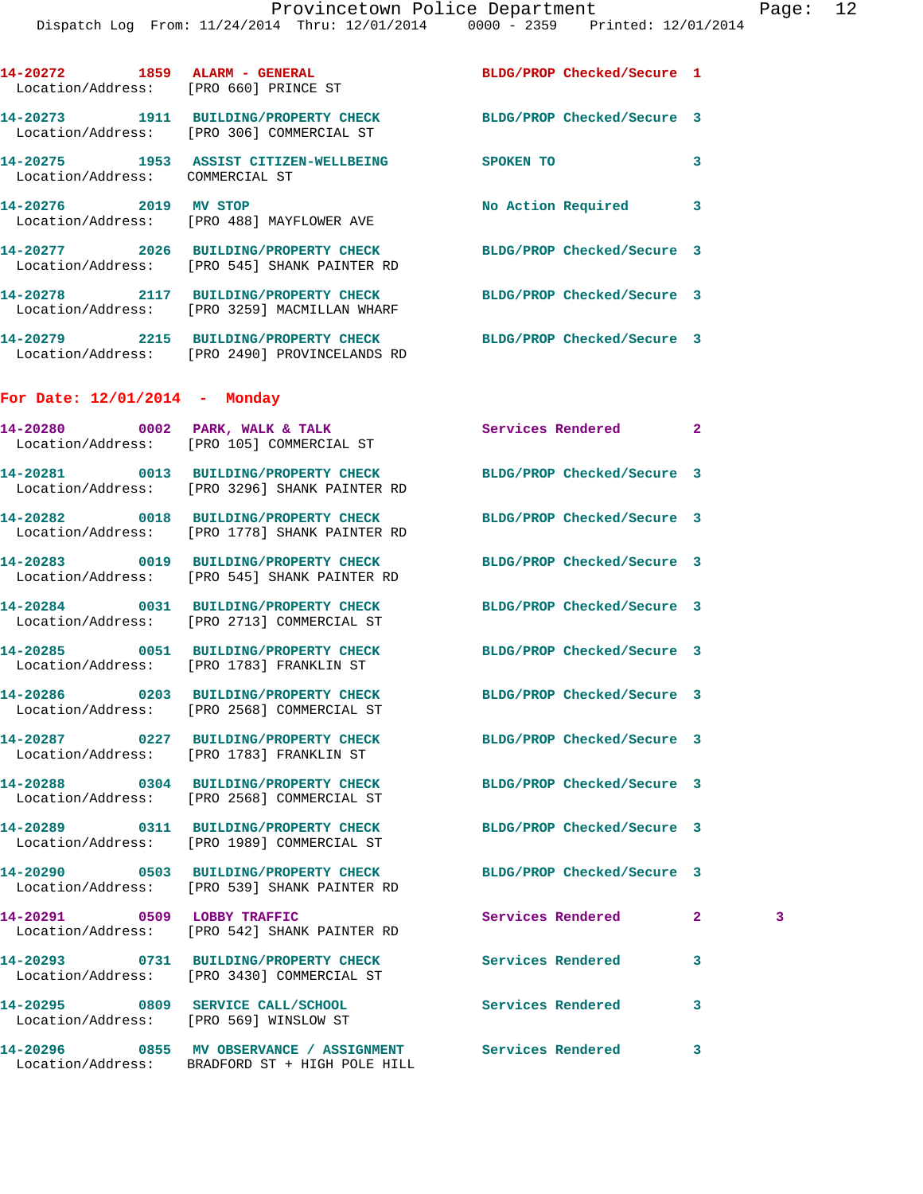14-20272 1859 ALARM - GENERAL BLDG/PROP Checked/Secure 1
Location/Address: [PRO 660] PRINCE ST

14-20273 1911 BUILDING/PROPERTY CHECK BLDG/PROP Checked/Secure 3
Location/Address: [PRO 306] COMMERCIAL ST

14-20275 1953 ASSIST CITIZEN-WELLBEING SPOKEN TO 3
Location/Address: COMMERCIAL ST

14-20276 2019 MV STOP No Action Required 3
Location/Address: [PRO 488] MAYFLOWER AVE

14-20277 2026 BUILDING/PROPERTY CHECK BLDG/PROP Checked/Secure 3
Location/Address: [PRO 545] SHANK PAINTER RD

14-20278 2117 BUILDING/PROPERTY CHECK BLDG/PROP Checked/Secure 3
Location/Address: [PRO 3259] MACMILLAN WHARF

14-20279 2215 BUILDING/PROPERTY CHECK BLDG/PROP Checked/Secure 3
Location/Address: [PRO 2490] PROVINCELANDS RD

## For Date: 12/01/2014 - Monday

14-20280 0002 PARK, WALK & TALK Services Rendered 2
Location/Address: [PRO 105] COMMERCIAL ST

14-20281 0013 BUILDING/PROPERTY CHECK BLDG/PROP Checked/Secure 3
Location/Address: [PRO 3296] SHANK PAINTER RD

14-20282 0018 BUILDING/PROPERTY CHECK BLDG/PROP Checked/Secure 3
Location/Address: [PRO 1778] SHANK PAINTER RD

14-20283 0019 BUILDING/PROPERTY CHECK BLDG/PROP Checked/Secure 3
Location/Address: [PRO 545] SHANK PAINTER RD

14-20284 0031 BUILDING/PROPERTY CHECK BLDG/PROP Checked/Secure 3
Location/Address: [PRO 2713] COMMERCIAL ST

14-20285 0051 BUILDING/PROPERTY CHECK BLDG/PROP Checked/Secure 3
Location/Address: [PRO 1783] FRANKLIN ST

14-20286 0203 BUILDING/PROPERTY CHECK BLDG/PROP Checked/Secure 3
Location/Address: [PRO 2568] COMMERCIAL ST

14-20287 0227 BUILDING/PROPERTY CHECK BLDG/PROP Checked/Secure 3
Location/Address: [PRO 1783] FRANKLIN ST

14-20288 0304 BUILDING/PROPERTY CHECK BLDG/PROP Checked/Secure 3
Location/Address: [PRO 2568] COMMERCIAL ST

14-20289 0311 BUILDING/PROPERTY CHECK BLDG/PROP Checked/Secure 3
Location/Address: [PRO 1989] COMMERCIAL ST

14-20290 0503 BUILDING/PROPERTY CHECK BLDG/PROP Checked/Secure 3
Location/Address: [PRO 539] SHANK PAINTER RD

14-20291 0509 LOBBY TRAFFIC Services Rendered 2 3
Location/Address: [PRO 542] SHANK PAINTER RD

14-20293 0731 BUILDING/PROPERTY CHECK Services Rendered 3
Location/Address: [PRO 3430] COMMERCIAL ST

14-20295 0809 SERVICE CALL/SCHOOL Services Rendered 3
Location/Address: [PRO 569] WINSLOW ST

14-20296 0855 MV OBSERVANCE / ASSIGNMENT Services Rendered 3
Location/Address: BRADFORD ST + HIGH POLE HILL